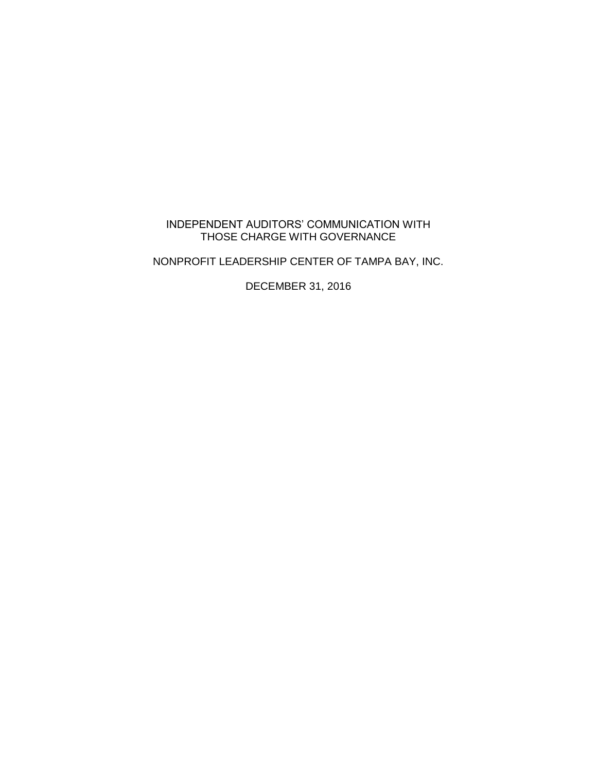# INDEPENDENT AUDITORS' COMMUNICATION WITH THOSE CHARGE WITH GOVERNANCE

## NONPROFIT LEADERSHIP CENTER OF TAMPA BAY, INC.

DECEMBER 31, 2016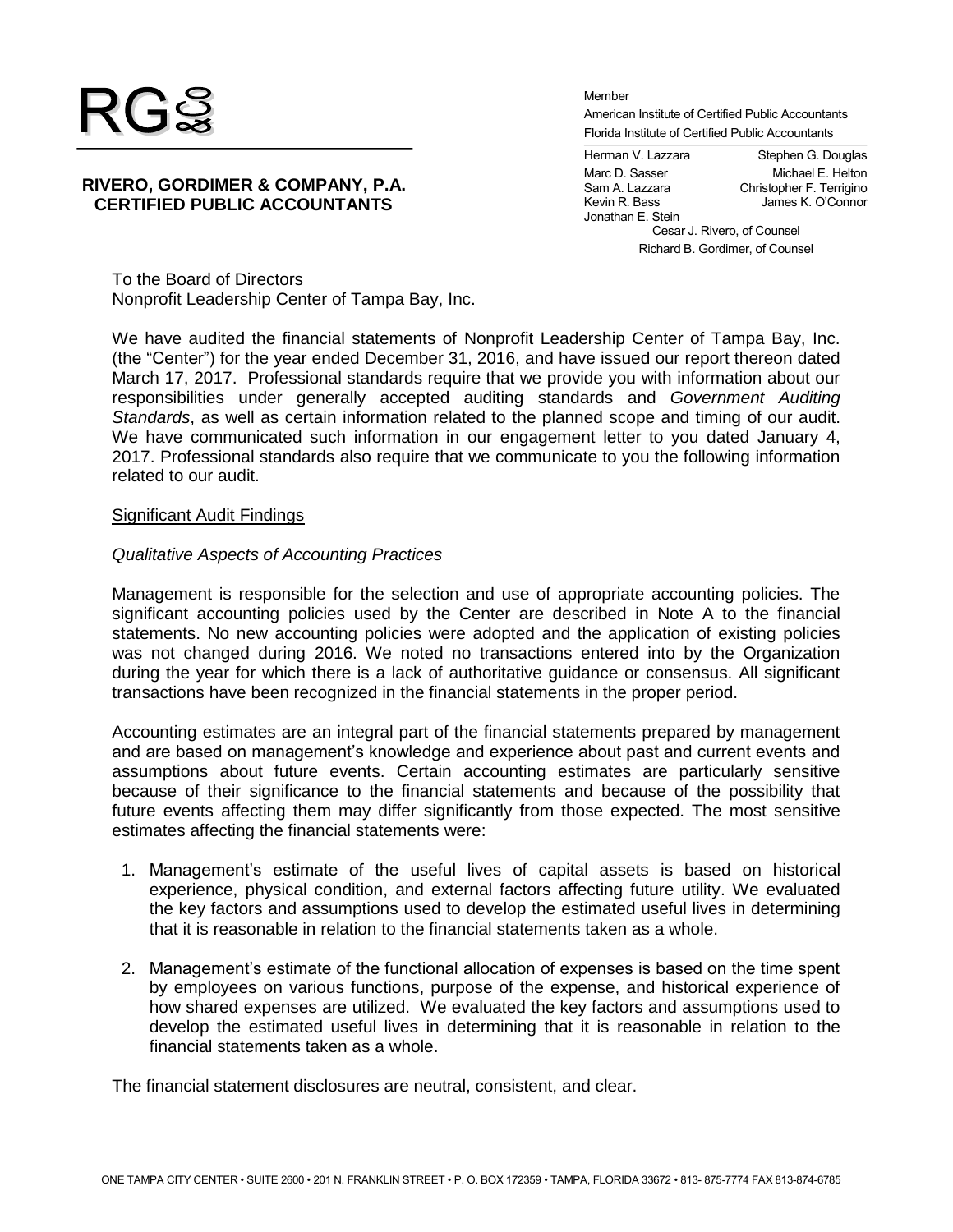RG&Co

**RIVERO, GORDIMER & COMPANY, P.A.**
**CERTIFIED PUBLIC ACCOUNTANTS**

Member
American Institute of Certified Public Accountants
Florida Institute of Certified Public Accountants

Herman V. Lazzara
Marc D. Sasser
Sam A. Lazzara
Kevin R. Bass
Jonathan E. Stein
Stephen G. Douglas
Michael E. Helton
Christopher F. Terrigino
James K. O'Connor
Cesar J. Rivero, of Counsel
Richard B. Gordimer, of Counsel

To the Board of Directors
Nonprofit Leadership Center of Tampa Bay, Inc.

We have audited the financial statements of Nonprofit Leadership Center of Tampa Bay, Inc. (the "Center") for the year ended December 31, 2016, and have issued our report thereon dated March 17, 2017. Professional standards require that we provide you with information about our responsibilities under generally accepted auditing standards and *Government Auditing Standards*, as well as certain information related to the planned scope and timing of our audit. We have communicated such information in our engagement letter to you dated January 4, 2017. Professional standards also require that we communicate to you the following information related to our audit.

Significant Audit Findings

*Qualitative Aspects of Accounting Practices*

Management is responsible for the selection and use of appropriate accounting policies. The significant accounting policies used by the Center are described in Note A to the financial statements. No new accounting policies were adopted and the application of existing policies was not changed during 2016. We noted no transactions entered into by the Organization during the year for which there is a lack of authoritative guidance or consensus. All significant transactions have been recognized in the financial statements in the proper period.

Accounting estimates are an integral part of the financial statements prepared by management and are based on management's knowledge and experience about past and current events and assumptions about future events. Certain accounting estimates are particularly sensitive because of their significance to the financial statements and because of the possibility that future events affecting them may differ significantly from those expected. The most sensitive estimates affecting the financial statements were:

1. Management's estimate of the useful lives of capital assets is based on historical experience, physical condition, and external factors affecting future utility. We evaluated the key factors and assumptions used to develop the estimated useful lives in determining that it is reasonable in relation to the financial statements taken as a whole.

2. Management's estimate of the functional allocation of expenses is based on the time spent by employees on various functions, purpose of the expense, and historical experience of how shared expenses are utilized. We evaluated the key factors and assumptions used to develop the estimated useful lives in determining that it is reasonable in relation to the financial statements taken as a whole.

The financial statement disclosures are neutral, consistent, and clear.

ONE TAMPA CITY CENTER • SUITE 2600 • 201 N. FRANKLIN STREET • P. O. BOX 172359 • TAMPA, FLORIDA 33672 • 813- 875-7774 FAX 813-874-6785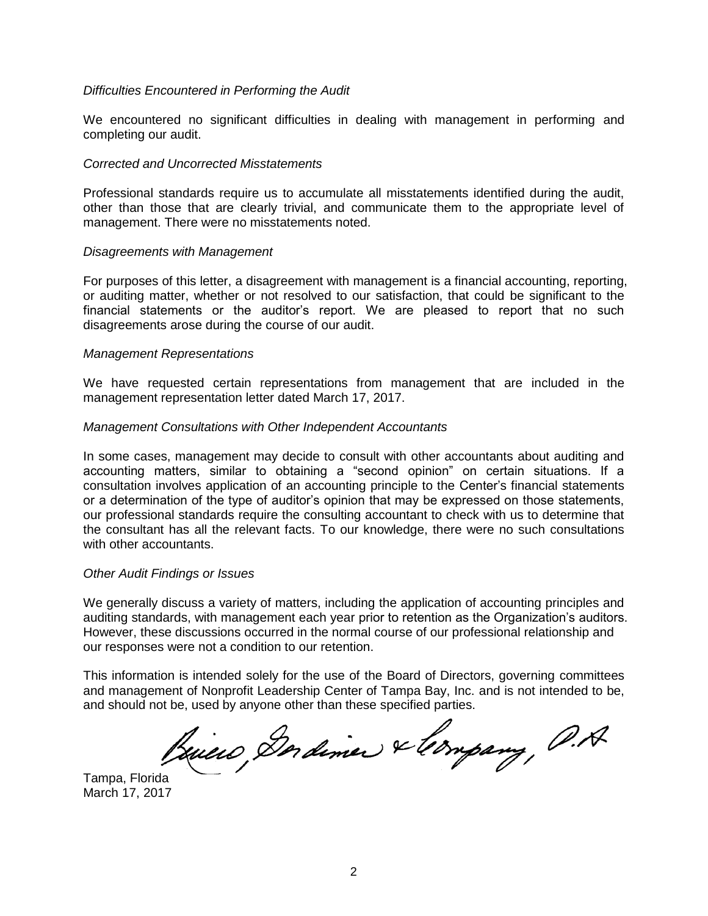*Difficulties Encountered in Performing the Audit*

We encountered no significant difficulties in dealing with management in performing and completing our audit.

*Corrected and Uncorrected Misstatements*

Professional standards require us to accumulate all misstatements identified during the audit, other than those that are clearly trivial, and communicate them to the appropriate level of management. There were no misstatements noted.

*Disagreements with Management*

For purposes of this letter, a disagreement with management is a financial accounting, reporting, or auditing matter, whether or not resolved to our satisfaction, that could be significant to the financial statements or the auditor's report. We are pleased to report that no such disagreements arose during the course of our audit.

*Management Representations*

We have requested certain representations from management that are included in the management representation letter dated March 17, 2017.

*Management Consultations with Other Independent Accountants*

In some cases, management may decide to consult with other accountants about auditing and accounting matters, similar to obtaining a "second opinion" on certain situations. If a consultation involves application of an accounting principle to the Center's financial statements or a determination of the type of auditor's opinion that may be expressed on those statements, our professional standards require the consulting accountant to check with us to determine that the consultant has all the relevant facts. To our knowledge, there were no such consultations with other accountants.

*Other Audit Findings or Issues*

We generally discuss a variety of matters, including the application of accounting principles and auditing standards, with management each year prior to retention as the Organization's auditors. However, these discussions occurred in the normal course of our professional relationship and our responses were not a condition to our retention.

This information is intended solely for the use of the Board of Directors, governing committees and management of Nonprofit Leadership Center of Tampa Bay, Inc. and is not intended to be, and should not be, used by anyone other than these specified parties.

Bueno, Dardiner & Company, P.A.

Tampa, Florida
March 17, 2017